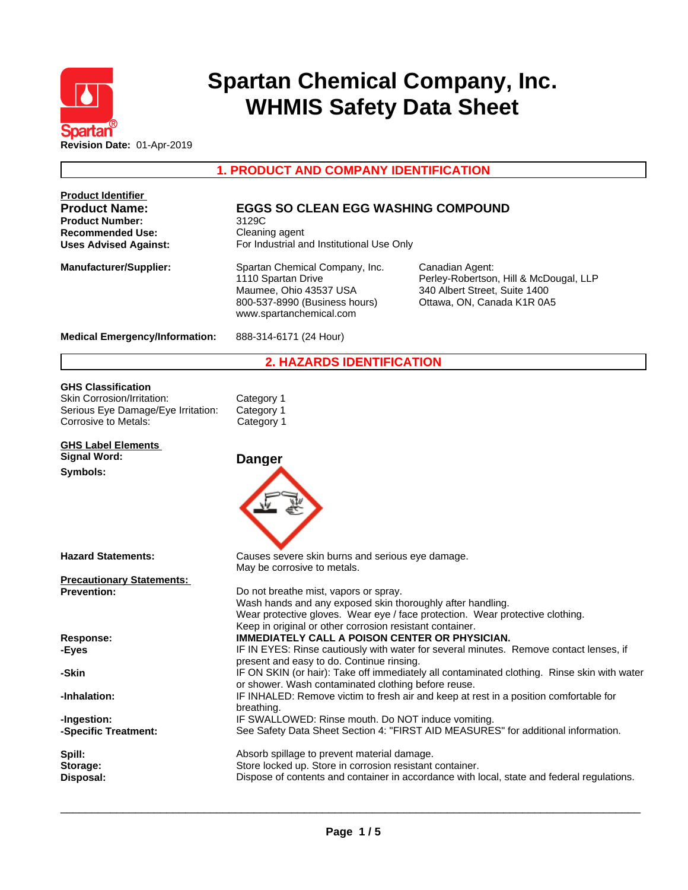# Spartan Chemical Company, Inc.
# WHMIS Safety Data Sheet

**Revision Date:** 01-Apr-2019

## 1. PRODUCT AND COMPANY IDENTIFICATION

**Product Identifier**

| | |
|---|---|
| **Product Name:** | **EGGS SO CLEAN EGG WASHING COMPOUND** |
| **Product Number:** | 3129C |
| **Recommended Use:** | Cleaning agent |
| **Uses Advised Against:** | For Industrial and Institutional Use Only |

**Manufacturer/Supplier:**

Spartan Chemical Company, Inc.
1110 Spartan Drive
Maumee, Ohio 43537 USA
800-537-8990 (Business hours)
www.spartanchemical.com

Canadian Agent:
Perley-Robertson, Hill & McDougal, LLP
340 Albert Street, Suite 1400
Ottawa, ON, Canada K1R 0A5

**Medical Emergency/Information:** 888-314-6171 (24 Hour)

## 2. HAZARDS IDENTIFICATION

**GHS Classification**

| | |
|---|---|
| Skin Corrosion/Irritation: | Category 1 |
| Serious Eye Damage/Eye Irritation: | Category 1 |
| Corrosive to Metals: | Category 1 |

**GHS Label Elements**

**Signal Word:** **Danger**

**Symbols:**

**Hazard Statements:**
Causes severe skin burns and serious eye damage.
May be corrosive to metals.

**Precautionary Statements:**

**Prevention:**
Do not breathe mist, vapors or spray.
Wash hands and any exposed skin thoroughly after handling.
Wear protective gloves. Wear eye / face protection. Wear protective clothing.
Keep in original or other corrosion resistant container.

**Response:** **IMMEDIATELY CALL A POISON CENTER OR PHYSICIAN.**

**-Eyes:** IF IN EYES: Rinse cautiously with water for several minutes. Remove contact lenses, if present and easy to do. Continue rinsing.

**-Skin:** IF ON SKIN (or hair): Take off immediately all contaminated clothing. Rinse skin with water or shower. Wash contaminated clothing before reuse.

**-Inhalation:** IF INHALED: Remove victim to fresh air and keep at rest in a position comfortable for breathing.

**-Ingestion:** IF SWALLOWED: Rinse mouth. Do NOT induce vomiting.

**-Specific Treatment:** See Safety Data Sheet Section 4: "FIRST AID MEASURES" for additional information.

**Spill:** Absorb spillage to prevent material damage.

**Storage:** Store locked up. Store in corrosion resistant container.

**Disposal:** Dispose of contents and container in accordance with local, state and federal regulations.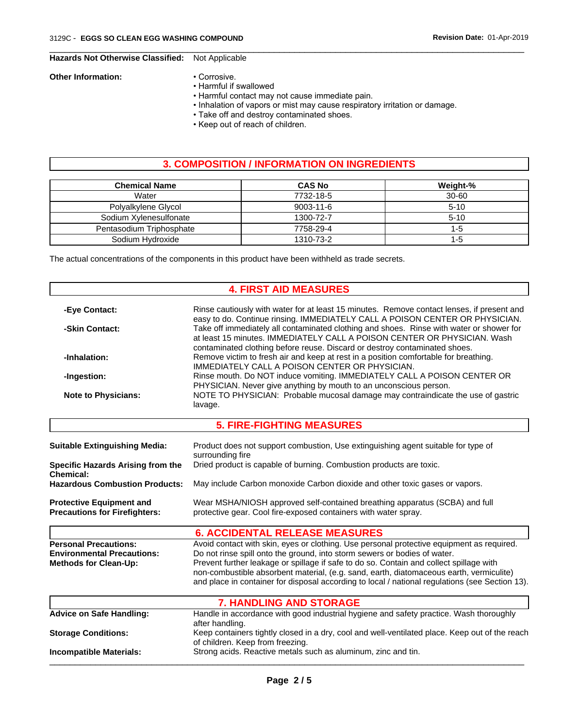**Hazards Not Otherwise Classified:** Not Applicable

**Other Information:**
- Corrosive.
- Harmful if swallowed
- Harmful contact may not cause immediate pain.
- Inhalation of vapors or mist may cause respiratory irritation or damage.
- Take off and destroy contaminated shoes.
- Keep out of reach of children.

## 3. COMPOSITION / INFORMATION ON INGREDIENTS

| Chemical Name | CAS No | Weight-% |
| --- | --- | --- |
| Water | 7732-18-5 | 30-60 |
| Polyalkylene Glycol | 9003-11-6 | 5-10 |
| Sodium Xylenesulfonate | 1300-72-7 | 5-10 |
| Pentasodium Triphosphate | 7758-29-4 | 1-5 |
| Sodium Hydroxide | 1310-73-2 | 1-5 |

The actual concentrations of the components in this product have been withheld as trade secrets.

## 4. FIRST AID MEASURES

**-Eye Contact:** Rinse cautiously with water for at least 15 minutes. Remove contact lenses, if present and easy to do. Continue rinsing. IMMEDIATELY CALL A POISON CENTER OR PHYSICIAN.

**-Skin Contact:** Take off immediately all contaminated clothing and shoes. Rinse with water or shower for at least 15 minutes. IMMEDIATELY CALL A POISON CENTER OR PHYSICIAN. Wash contaminated clothing before reuse. Discard or destroy contaminated shoes.

**-Inhalation:** Remove victim to fresh air and keep at rest in a position comfortable for breathing. IMMEDIATELY CALL A POISON CENTER OR PHYSICIAN.

**-Ingestion:** Rinse mouth. Do NOT induce vomiting. IMMEDIATELY CALL A POISON CENTER OR PHYSICIAN. Never give anything by mouth to an unconscious person.

**Note to Physicians:** NOTE TO PHYSICIAN: Probable mucosal damage may contraindicate the use of gastric lavage.

## 5. FIRE-FIGHTING MEASURES

**Suitable Extinguishing Media:** Product does not support combustion, Use extinguishing agent suitable for type of surrounding fire

**Specific Hazards Arising from the Chemical:** Dried product is capable of burning. Combustion products are toxic.

**Hazardous Combustion Products:** May include Carbon monoxide Carbon dioxide and other toxic gases or vapors.

**Protective Equipment and Precautions for Firefighters:** Wear MSHA/NIOSH approved self-contained breathing apparatus (SCBA) and full protective gear. Cool fire-exposed containers with water spray.

## 6. ACCIDENTAL RELEASE MEASURES

**Personal Precautions:** Avoid contact with skin, eyes or clothing. Use personal protective equipment as required.

**Environmental Precautions:** Do not rinse spill onto the ground, into storm sewers or bodies of water.

**Methods for Clean-Up:** Prevent further leakage or spillage if safe to do so. Contain and collect spillage with non-combustible absorbent material, (e.g. sand, earth, diatomaceous earth, vermiculite) and place in container for disposal according to local / national regulations (see Section 13).

## 7. HANDLING AND STORAGE

**Advice on Safe Handling:** Handle in accordance with good industrial hygiene and safety practice. Wash thoroughly after handling.

**Storage Conditions:** Keep containers tightly closed in a dry, cool and well-ventilated place. Keep out of the reach of children. Keep from freezing.

**Incompatible Materials:** Strong acids. Reactive metals such as aluminum, zinc and tin.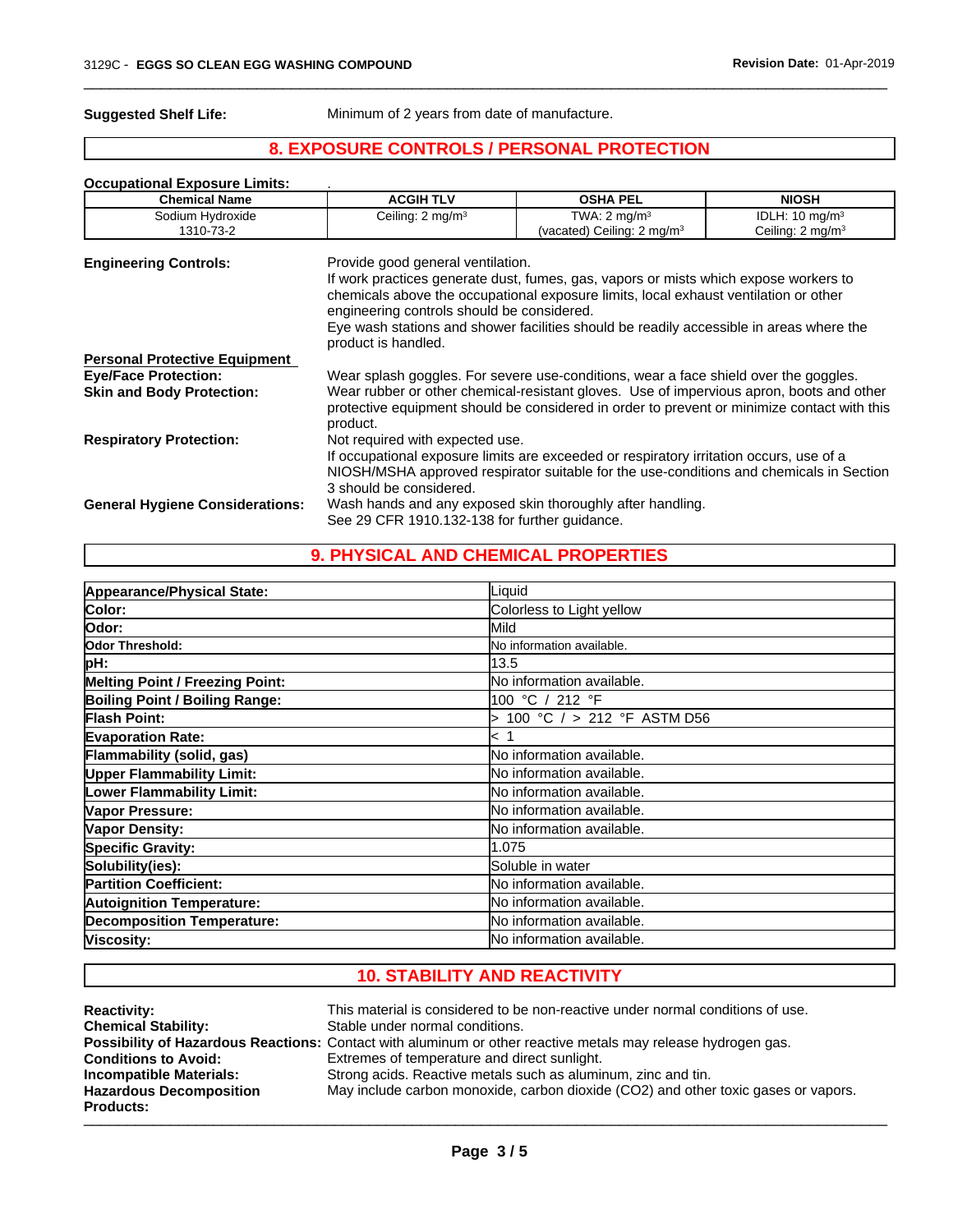**Suggested Shelf Life:** Minimum of 2 years from date of manufacture.

## 8. EXPOSURE CONTROLS / PERSONAL PROTECTION

**Occupational Exposure Limits:** .

| Chemical Name | ACGIH TLV | OSHA PEL | NIOSH |
|---|---|---|---|
| Sodium Hydroxide<br>1310-73-2 | Ceiling: 2 mg/m³ | TWA: 2 mg/m³<br>(vacated) Ceiling: 2 mg/m³ | IDLH: 10 mg/m³<br>Ceiling: 2 mg/m³ |

**Engineering Controls:** Provide good general ventilation.
If work practices generate dust, fumes, gas, vapors or mists which expose workers to chemicals above the occupational exposure limits, local exhaust ventilation or other engineering controls should be considered.
Eye wash stations and shower facilities should be readily accessible in areas where the product is handled.

**Personal Protective Equipment**

**Eye/Face Protection:** Wear splash goggles. For severe use-conditions, wear a face shield over the goggles.

**Skin and Body Protection:** Wear rubber or other chemical-resistant gloves. Use of impervious apron, boots and other protective equipment should be considered in order to prevent or minimize contact with this product.

**Respiratory Protection:** Not required with expected use.
If occupational exposure limits are exceeded or respiratory irritation occurs, use of a NIOSH/MSHA approved respirator suitable for the use-conditions and chemicals in Section 3 should be considered.

**General Hygiene Considerations:** Wash hands and any exposed skin thoroughly after handling.
See 29 CFR 1910.132-138 for further guidance.

## 9. PHYSICAL AND CHEMICAL PROPERTIES

| Property | Value |
|---|---|
| **Appearance/Physical State:** | Liquid |
| **Color:** | Colorless to Light yellow |
| **Odor:** | Mild |
| **Odor Threshold:** | No information available. |
| **pH:** | 13.5 |
| **Melting Point / Freezing Point:** | No information available. |
| **Boiling Point / Boiling Range:** | 100 °C / 212 °F |
| **Flash Point:** | > 100 °C / > 212 °F ASTM D56 |
| **Evaporation Rate:** | < 1 |
| **Flammability (solid, gas)** | No information available. |
| **Upper Flammability Limit:** | No information available. |
| **Lower Flammability Limit:** | No information available. |
| **Vapor Pressure:** | No information available. |
| **Vapor Density:** | No information available. |
| **Specific Gravity:** | 1.075 |
| **Solubility(ies):** | Soluble in water |
| **Partition Coefficient:** | No information available. |
| **Autoignition Temperature:** | No information available. |
| **Decomposition Temperature:** | No information available. |
| **Viscosity:** | No information available. |

## 10. STABILITY AND REACTIVITY

**Reactivity:** This material is considered to be non-reactive under normal conditions of use.

**Chemical Stability:** Stable under normal conditions.

**Possibility of Hazardous Reactions:** Contact with aluminum or other reactive metals may release hydrogen gas.

**Conditions to Avoid:** Extremes of temperature and direct sunlight.

**Incompatible Materials:** Strong acids. Reactive metals such as aluminum, zinc and tin.

**Hazardous Decomposition Products:** May include carbon monoxide, carbon dioxide ($CO_2$) and other toxic gases or vapors.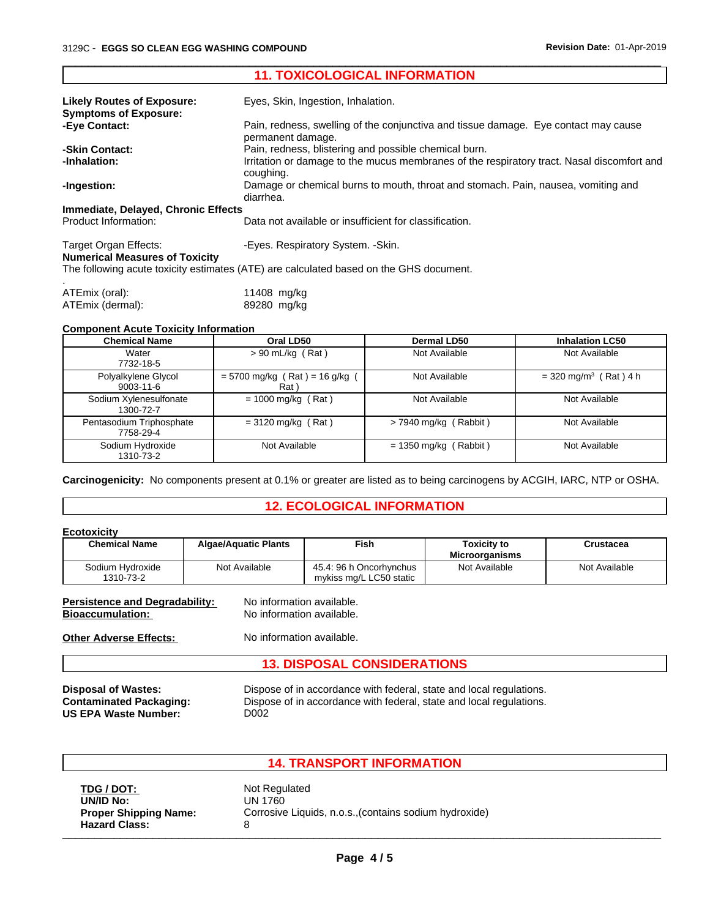## 11. TOXICOLOGICAL INFORMATION

**Likely Routes of Exposure:** Eyes, Skin, Ingestion, Inhalation.

**Symptoms of Exposure:**

**-Eye Contact:** Pain, redness, swelling of the conjunctiva and tissue damage. Eye contact may cause permanent damage.

**-Skin Contact:** Pain, redness, blistering and possible chemical burn.

**-Inhalation:** Irritation or damage to the mucus membranes of the respiratory tract. Nasal discomfort and coughing.

**-Ingestion:** Damage or chemical burns to mouth, throat and stomach. Pain, nausea, vomiting and diarrhea.

**Immediate, Delayed, Chronic Effects**

Product Information: Data not available or insufficient for classification.

Target Organ Effects: -Eyes. Respiratory System. -Skin.

**Numerical Measures of Toxicity**

The following acute toxicity estimates (ATE) are calculated based on the GHS document.

.

ATEmix (oral): 11408 mg/kg

ATEmix (dermal): 89280 mg/kg

**Component Acute Toxicity Information**

| Chemical Name | Oral LD50 | Dermal LD50 | Inhalation LC50 |
|---|---|---|---|
| Water 7732-18-5 | > 90 mL/kg ( Rat ) | Not Available | Not Available |
| Polyalkylene Glycol 9003-11-6 | = 5700 mg/kg ( Rat ) = 16 g/kg ( Rat ) | Not Available | = 320 $mg/m^3$ ( Rat ) 4 h |
| Sodium Xylenesulfonate 1300-72-7 | = 1000 mg/kg ( Rat ) | Not Available | Not Available |
| Pentasodium Triphosphate 7758-29-4 | = 3120 mg/kg ( Rat ) | > 7940 mg/kg ( Rabbit ) | Not Available |
| Sodium Hydroxide 1310-73-2 | Not Available | = 1350 mg/kg ( Rabbit ) | Not Available |

**Carcinogenicity:** No components present at 0.1% or greater are listed as to being carcinogens by ACGIH, IARC, NTP or OSHA.

## 12. ECOLOGICAL INFORMATION

**Ecotoxicity**

| Chemical Name | Algae/Aquatic Plants | Fish | Toxicity to Microorganisms | Crustacea |
|---|---|---|---|---|
| Sodium Hydroxide 1310-73-2 | Not Available | 45.4: 96 h Oncorhynchus mykiss mg/L LC50 static | Not Available | Not Available |

**Persistence and Degradability:** No information available.

**Bioaccumulation:** No information available.

**Other Adverse Effects:** No information available.

## 13. DISPOSAL CONSIDERATIONS

**Disposal of Wastes:** Dispose of in accordance with federal, state and local regulations.

**Contaminated Packaging:** Dispose of in accordance with federal, state and local regulations.

**US EPA Waste Number:** D002

## 14. TRANSPORT INFORMATION

**TDG / DOT:** Not Regulated

**UN/ID No:** UN 1760

**Proper Shipping Name:** Corrosive Liquids, n.o.s.,(contains sodium hydroxide)

**Hazard Class:** 8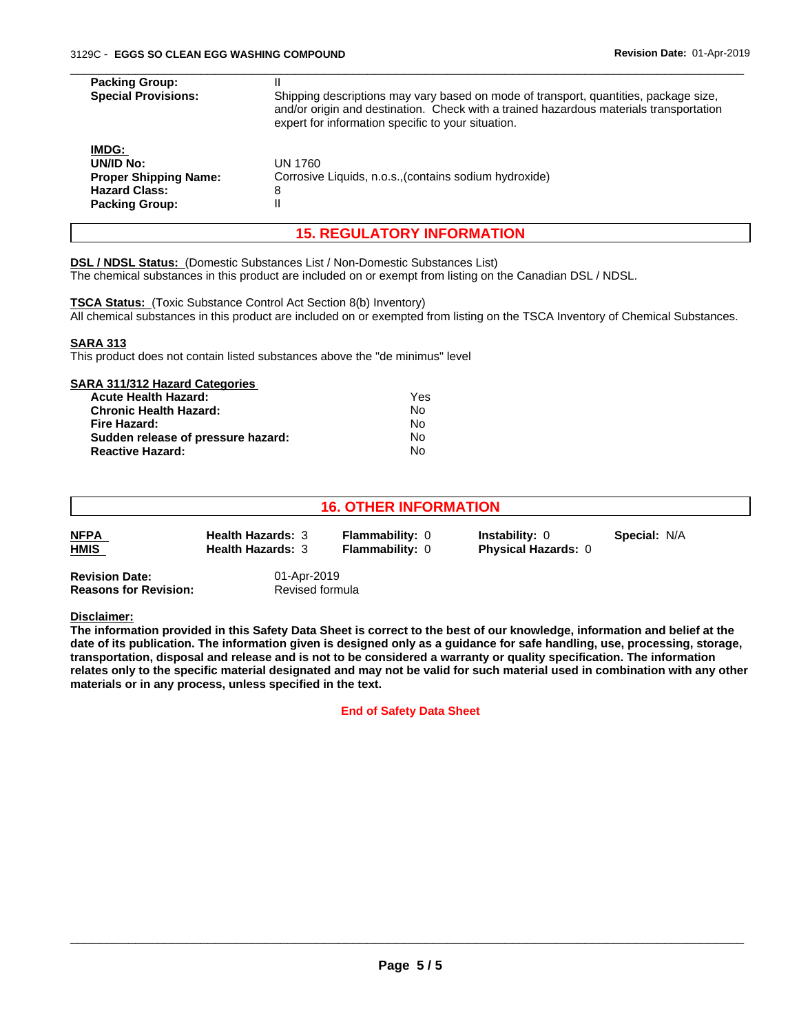| | |
|---|---|
| **Packing Group:** | II |
| **Special Provisions:** | Shipping descriptions may vary based on mode of transport, quantities, package size, and/or origin and destination. Check with a trained hazardous materials transportation expert for information specific to your situation. |

**IMDG:**

| | |
|---|---|
| **UN/ID No:** | UN 1760 |
| **Proper Shipping Name:** | Corrosive Liquids, n.o.s.,(contains sodium hydroxide) |
| **Hazard Class:** | 8 |
| **Packing Group:** | II |

## 15. REGULATORY INFORMATION

**DSL / NDSL Status:** (Domestic Substances List / Non-Domestic Substances List)
The chemical substances in this product are included on or exempt from listing on the Canadian DSL / NDSL.

**TSCA Status:** (Toxic Substance Control Act Section 8(b) Inventory)
All chemical substances in this product are included on or exempted from listing on the TSCA Inventory of Chemical Substances.

**SARA 313**
This product does not contain listed substances above the "de minimus" level

**SARA 311/312 Hazard Categories**

| | |
|---|---|
| **Acute Health Hazard:** | Yes |
| **Chronic Health Hazard:** | No |
| **Fire Hazard:** | No |
| **Sudden release of pressure hazard:** | No |
| **Reactive Hazard:** | No |

## 16. OTHER INFORMATION

| | | | | |
|---|---|---|---|---|
| **NFPA** | **Health Hazards:** 3 | **Flammability:** 0 | **Instability:** 0 | **Special:** N/A |
| **HMIS** | **Health Hazards:** 3 | **Flammability:** 0 | **Physical Hazards:** 0 | |

| | |
|---|---|
| **Revision Date:** | 01-Apr-2019 |
| **Reasons for Revision:** | Revised formula |

**Disclaimer:**
**The information provided in this Safety Data Sheet is correct to the best of our knowledge, information and belief at the date of its publication. The information given is designed only as a guidance for safe handling, use, processing, storage, transportation, disposal and release and is not to be considered a warranty or quality specification. The information relates only to the specific material designated and may not be valid for such material used in combination with any other materials or in any process, unless specified in the text.**

**End of Safety Data Sheet**